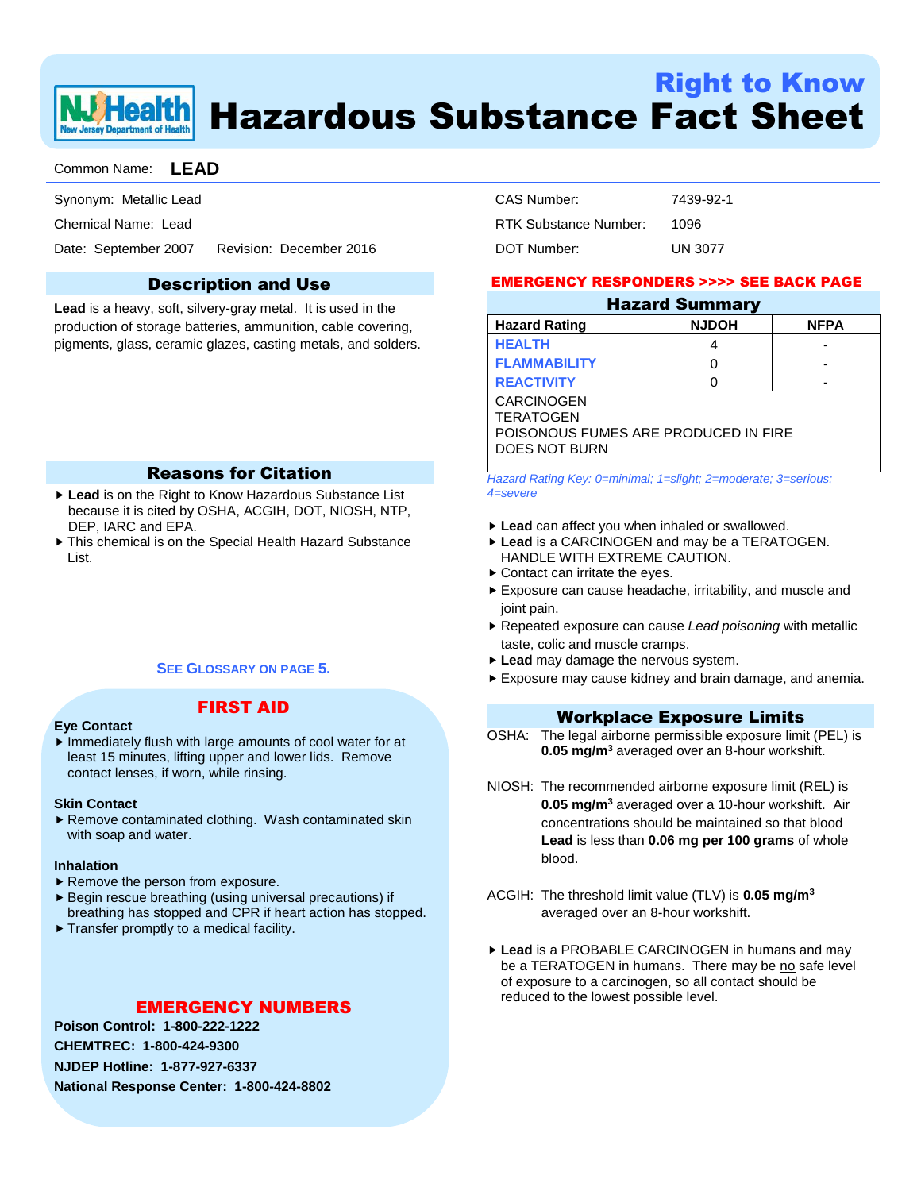# Right to Know Hazardous Substance Fact Sheet

Common Name: **LEAD**

Synonym: Metallic Lead

Chemical Name: Lead

Date: September 2007 Revision: December 2016

CAS Number: 7439-92-1

RTK Substance Number: 1096

DOT Number: UN 3077

## Description and Use

**Lead** is a heavy, soft, silvery-gray metal. It is used in the production of storage batteries, ammunition, cable covering, pigments, glass, ceramic glazes, casting metals, and solders.

## Reasons for Citation

- **Lead** is on the Right to Know Hazardous Substance List because it is cited by OSHA, ACGIH, DOT, NIOSH, NTP, DEP, IARC and EPA.
- This chemical is on the Special Health Hazard Substance List.

SEE GLOSSARY ON PAGE 5.

## FIRST AID

**Eye Contact**

- Immediately flush with large amounts of cool water for at least 15 minutes, lifting upper and lower lids. Remove contact lenses, if worn, while rinsing.

**Skin Contact**

- Remove contaminated clothing. Wash contaminated skin with soap and water.

**Inhalation**

- Remove the person from exposure.
- Begin rescue breathing (using universal precautions) if breathing has stopped and CPR if heart action has stopped.
- Transfer promptly to a medical facility.

## EMERGENCY NUMBERS

**Poison Control: 1-800-222-1222**

**CHEMTREC: 1-800-424-9300**

**NJDEP Hotline: 1-877-927-6337**

**National Response Center: 1-800-424-8802**

**EMERGENCY RESPONDERS >>>> SEE BACK PAGE**

## Hazard Summary

| Hazard Rating | NJDOH | NFPA |
|---|---|---|
| HEALTH | 4 | - |
| FLAMMABILITY | 0 | - |
| REACTIVITY | 0 | - |

CARCINOGEN
TERATOGEN
POISONOUS FUMES ARE PRODUCED IN FIRE
DOES NOT BURN

*Hazard Rating Key: 0=minimal; 1=slight; 2=moderate; 3=serious; 4=severe*

- **Lead** can affect you when inhaled or swallowed.
- **Lead** is a CARCINOGEN and may be a TERATOGEN. HANDLE WITH EXTREME CAUTION.
- Contact can irritate the eyes.
- Exposure can cause headache, irritability, and muscle and joint pain.
- Repeated exposure can cause *Lead poisoning* with metallic taste, colic and muscle cramps.
- **Lead** may damage the nervous system.
- Exposure may cause kidney and brain damage, and anemia.

## Workplace Exposure Limits

OSHA: The legal airborne permissible exposure limit (PEL) is **0.05 mg/m$^3$** averaged over an 8-hour workshift.

NIOSH: The recommended airborne exposure limit (REL) is **0.05 mg/m$^3$** averaged over a 10-hour workshift. Air concentrations should be maintained so that blood **Lead** is less than **0.06 mg per 100 grams** of whole blood.

ACGIH: The threshold limit value (TLV) is **0.05 mg/m$^3$** averaged over an 8-hour workshift.

- **Lead** is a PROBABLE CARCINOGEN in humans and may be a TERATOGEN in humans. There may be no safe level of exposure to a carcinogen, so all contact should be reduced to the lowest possible level.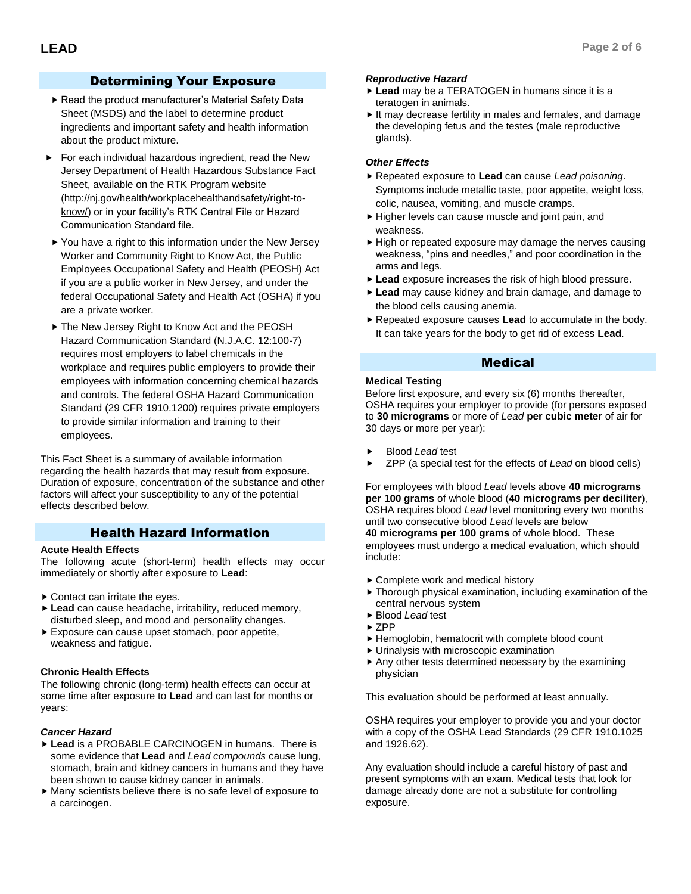## Determining Your Exposure

- Read the product manufacturer's Material Safety Data Sheet (MSDS) and the label to determine product ingredients and important safety and health information about the product mixture.
- For each individual hazardous ingredient, read the New Jersey Department of Health Hazardous Substance Fact Sheet, available on the RTK Program website (http://nj.gov/health/workplacehealthandsafety/right-to-know/) or in your facility's RTK Central File or Hazard Communication Standard file.
- You have a right to this information under the New Jersey Worker and Community Right to Know Act, the Public Employees Occupational Safety and Health (PEOSH) Act if you are a public worker in New Jersey, and under the federal Occupational Safety and Health Act (OSHA) if you are a private worker.
- The New Jersey Right to Know Act and the PEOSH Hazard Communication Standard (N.J.A.C. 12:100-7) requires most employers to label chemicals in the workplace and requires public employers to provide their employees with information concerning chemical hazards and controls. The federal OSHA Hazard Communication Standard (29 CFR 1910.1200) requires private employers to provide similar information and training to their employees.

This Fact Sheet is a summary of available information regarding the health hazards that may result from exposure. Duration of exposure, concentration of the substance and other factors will affect your susceptibility to any of the potential effects described below.

## Health Hazard Information

**Acute Health Effects**

The following acute (short-term) health effects may occur immediately or shortly after exposure to **Lead**:

- Contact can irritate the eyes.
- **Lead** can cause headache, irritability, reduced memory, disturbed sleep, and mood and personality changes.
- Exposure can cause upset stomach, poor appetite, weakness and fatigue.

**Chronic Health Effects**

The following chronic (long-term) health effects can occur at some time after exposure to **Lead** and can last for months or years:

***Cancer Hazard***

- **Lead** is a PROBABLE CARCINOGEN in humans. There is some evidence that **Lead** and *Lead compounds* cause lung, stomach, brain and kidney cancers in humans and they have been shown to cause kidney cancer in animals.
- Many scientists believe there is no safe level of exposure to a carcinogen.

***Reproductive Hazard***

- **Lead** may be a TERATOGEN in humans since it is a teratogen in animals.
- It may decrease fertility in males and females, and damage the developing fetus and the testes (male reproductive glands).

***Other Effects***

- Repeated exposure to **Lead** can cause *Lead poisoning*. Symptoms include metallic taste, poor appetite, weight loss, colic, nausea, vomiting, and muscle cramps.
- Higher levels can cause muscle and joint pain, and weakness.
- High or repeated exposure may damage the nerves causing weakness, "pins and needles," and poor coordination in the arms and legs.
- **Lead** exposure increases the risk of high blood pressure.
- **Lead** may cause kidney and brain damage, and damage to the blood cells causing anemia.
- Repeated exposure causes **Lead** to accumulate in the body. It can take years for the body to get rid of excess **Lead**.

## Medical

**Medical Testing**

Before first exposure, and every six (6) months thereafter, OSHA requires your employer to provide (for persons exposed to **30 micrograms** or more of *Lead* **per cubic meter** of air for 30 days or more per year):

- Blood *Lead* test
- ZPP (a special test for the effects of *Lead* on blood cells)

For employees with blood *Lead* levels above **40 micrograms per 100 grams** of whole blood (**40 micrograms per deciliter**), OSHA requires blood *Lead* level monitoring every two months until two consecutive blood *Lead* levels are below **40 micrograms per 100 grams** of whole blood. These employees must undergo a medical evaluation, which should include:

- Complete work and medical history
- Thorough physical examination, including examination of the central nervous system
- Blood *Lead* test
- ZPP
- Hemoglobin, hematocrit with complete blood count
- Urinalysis with microscopic examination
- Any other tests determined necessary by the examining physician

This evaluation should be performed at least annually.

OSHA requires your employer to provide you and your doctor with a copy of the OSHA Lead Standards (29 CFR 1910.1025 and 1926.62).

Any evaluation should include a careful history of past and present symptoms with an exam. Medical tests that look for damage already done are not a substitute for controlling exposure.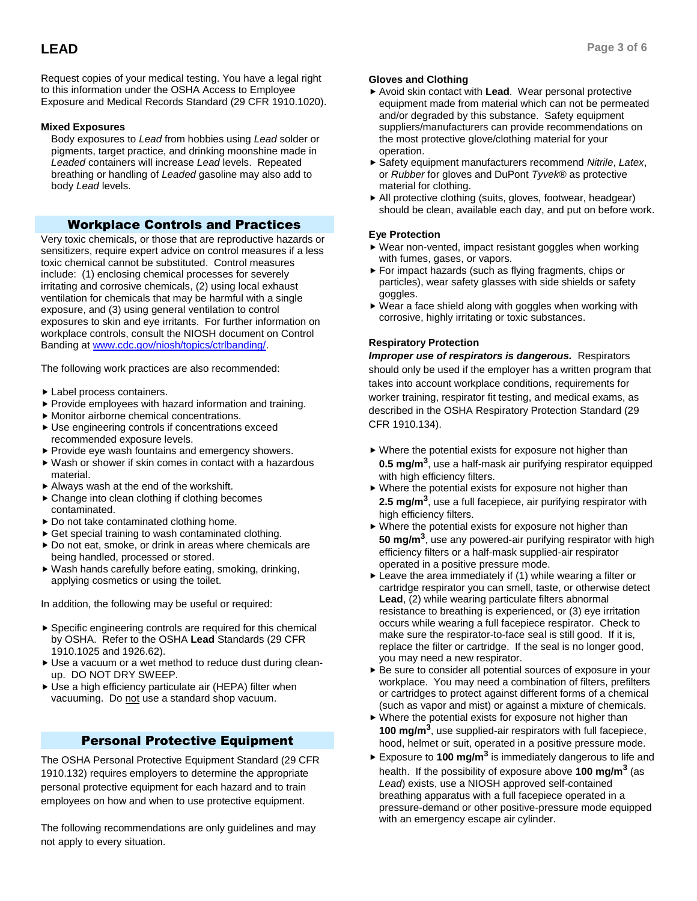Request copies of your medical testing. You have a legal right to this information under the OSHA Access to Employee Exposure and Medical Records Standard (29 CFR 1910.1020).

**Mixed Exposures**

Body exposures to *Lead* from hobbies using *Lead* solder or pigments, target practice, and drinking moonshine made in *Leaded* containers will increase *Lead* levels. Repeated breathing or handling of *Leaded* gasoline may also add to body *Lead* levels.

## Workplace Controls and Practices

Very toxic chemicals, or those that are reproductive hazards or sensitizers, require expert advice on control measures if a less toxic chemical cannot be substituted. Control measures include: (1) enclosing chemical processes for severely irritating and corrosive chemicals, (2) using local exhaust ventilation for chemicals that may be harmful with a single exposure, and (3) using general ventilation to control exposures to skin and eye irritants. For further information on workplace controls, consult the NIOSH document on Control Banding at www.cdc.gov/niosh/topics/ctrlbanding/.

The following work practices are also recommended:

- Label process containers.
- Provide employees with hazard information and training.
- Monitor airborne chemical concentrations.
- Use engineering controls if concentrations exceed recommended exposure levels.
- Provide eye wash fountains and emergency showers.
- Wash or shower if skin comes in contact with a hazardous material.
- Always wash at the end of the workshift.
- Change into clean clothing if clothing becomes contaminated.
- Do not take contaminated clothing home.
- Get special training to wash contaminated clothing.
- Do not eat, smoke, or drink in areas where chemicals are being handled, processed or stored.
- Wash hands carefully before eating, smoking, drinking, applying cosmetics or using the toilet.

In addition, the following may be useful or required:

- Specific engineering controls are required for this chemical by OSHA. Refer to the OSHA **Lead** Standards (29 CFR 1910.1025 and 1926.62).
- Use a vacuum or a wet method to reduce dust during clean-up. DO NOT DRY SWEEP.
- Use a high efficiency particulate air (HEPA) filter when vacuuming. Do not use a standard shop vacuum.

## Personal Protective Equipment

The OSHA Personal Protective Equipment Standard (29 CFR 1910.132) requires employers to determine the appropriate personal protective equipment for each hazard and to train employees on how and when to use protective equipment.

The following recommendations are only guidelines and may not apply to every situation.

**Gloves and Clothing**

- Avoid skin contact with **Lead**. Wear personal protective equipment made from material which can not be permeated and/or degraded by this substance. Safety equipment suppliers/manufacturers can provide recommendations on the most protective glove/clothing material for your operation.
- Safety equipment manufacturers recommend *Nitrile*, *Latex*, or *Rubber* for gloves and DuPont *Tyvek*® as protective material for clothing.
- All protective clothing (suits, gloves, footwear, headgear) should be clean, available each day, and put on before work.

**Eye Protection**

- Wear non-vented, impact resistant goggles when working with fumes, gases, or vapors.
- For impact hazards (such as flying fragments, chips or particles), wear safety glasses with side shields or safety goggles.
- Wear a face shield along with goggles when working with corrosive, highly irritating or toxic substances.

**Respiratory Protection**

***Improper use of respirators is dangerous.*** Respirators should only be used if the employer has a written program that takes into account workplace conditions, requirements for worker training, respirator fit testing, and medical exams, as described in the OSHA Respiratory Protection Standard (29 CFR 1910.134).

- Where the potential exists for exposure not higher than **0.5 mg/m$^3$**, use a half-mask air purifying respirator equipped with high efficiency filters.
- Where the potential exists for exposure not higher than **2.5 mg/m$^3$**, use a full facepiece, air purifying respirator with high efficiency filters.
- Where the potential exists for exposure not higher than **50 mg/m$^3$**, use any powered-air purifying respirator with high efficiency filters or a half-mask supplied-air respirator operated in a positive pressure mode.
- Leave the area immediately if (1) while wearing a filter or cartridge respirator you can smell, taste, or otherwise detect **Lead**, (2) while wearing particulate filters abnormal resistance to breathing is experienced, or (3) eye irritation occurs while wearing a full facepiece respirator. Check to make sure the respirator-to-face seal is still good. If it is, replace the filter or cartridge. If the seal is no longer good, you may need a new respirator.
- Be sure to consider all potential sources of exposure in your workplace. You may need a combination of filters, prefilters or cartridges to protect against different forms of a chemical (such as vapor and mist) or against a mixture of chemicals.
- Where the potential exists for exposure not higher than **100 mg/m$^3$**, use supplied-air respirators with full facepiece, hood, helmet or suit, operated in a positive pressure mode.
- Exposure to **100 mg/m$^3$** is immediately dangerous to life and health. If the possibility of exposure above **100 mg/m$^3$** (as *Lead*) exists, use a NIOSH approved self-contained breathing apparatus with a full facepiece operated in a pressure-demand or other positive-pressure mode equipped with an emergency escape air cylinder.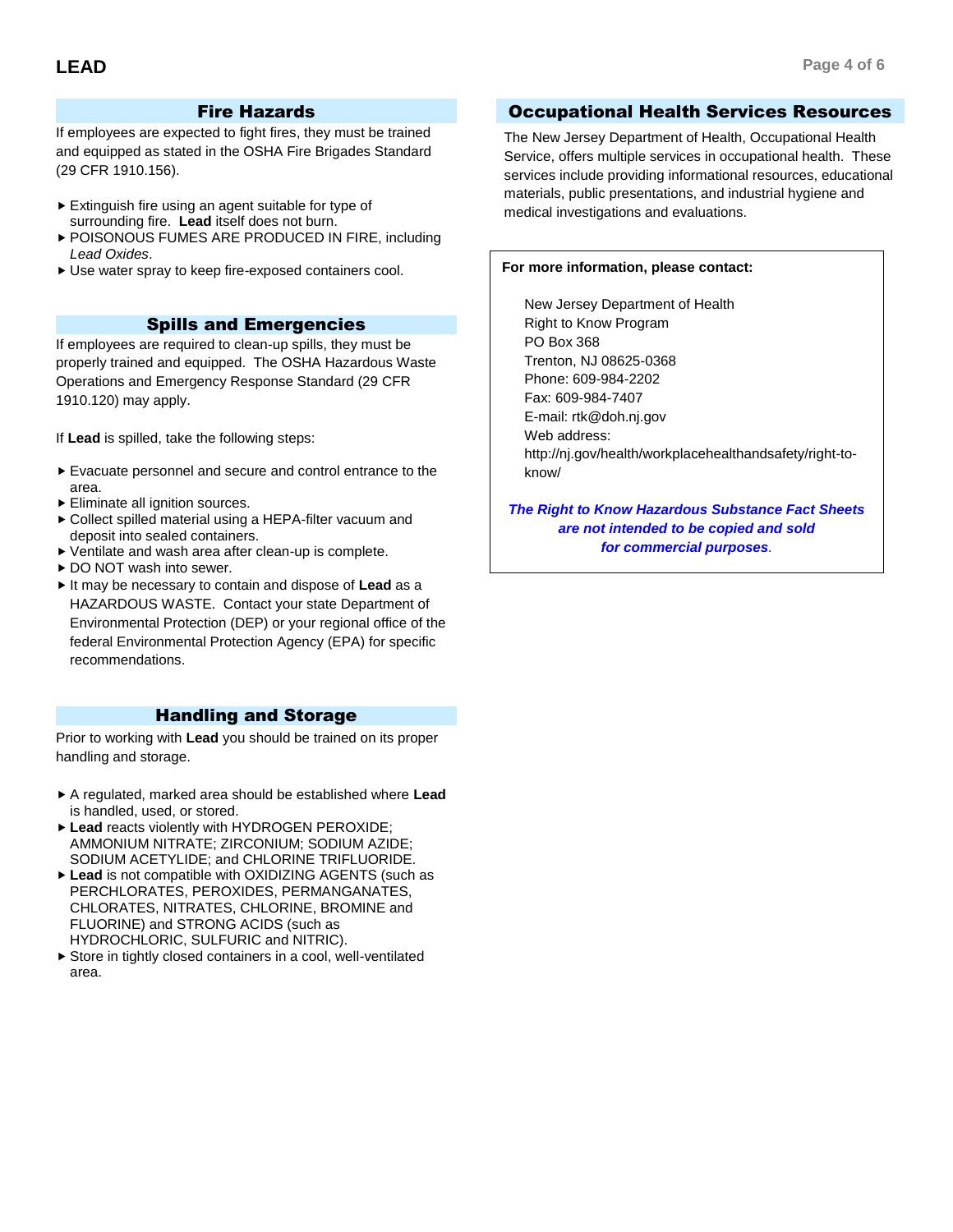## Fire Hazards

If employees are expected to fight fires, they must be trained and equipped as stated in the OSHA Fire Brigades Standard (29 CFR 1910.156).

- Extinguish fire using an agent suitable for type of surrounding fire. **Lead** itself does not burn.
- POISONOUS FUMES ARE PRODUCED IN FIRE, including *Lead Oxides*.
- Use water spray to keep fire-exposed containers cool.

## Spills and Emergencies

If employees are required to clean-up spills, they must be properly trained and equipped. The OSHA Hazardous Waste Operations and Emergency Response Standard (29 CFR 1910.120) may apply.

If **Lead** is spilled, take the following steps:

- Evacuate personnel and secure and control entrance to the area.
- Eliminate all ignition sources.
- Collect spilled material using a HEPA-filter vacuum and deposit into sealed containers.
- Ventilate and wash area after clean-up is complete.
- DO NOT wash into sewer.
- It may be necessary to contain and dispose of **Lead** as a HAZARDOUS WASTE. Contact your state Department of Environmental Protection (DEP) or your regional office of the federal Environmental Protection Agency (EPA) for specific recommendations.

## Handling and Storage

Prior to working with **Lead** you should be trained on its proper handling and storage.

- A regulated, marked area should be established where **Lead** is handled, used, or stored.
- **Lead** reacts violently with HYDROGEN PEROXIDE; AMMONIUM NITRATE; ZIRCONIUM; SODIUM AZIDE; SODIUM ACETYLIDE; and CHLORINE TRIFLUORIDE.
- **Lead** is not compatible with OXIDIZING AGENTS (such as PERCHLORATES, PEROXIDES, PERMANGANATES, CHLORATES, NITRATES, CHLORINE, BROMINE and FLUORINE) and STRONG ACIDS (such as HYDROCHLORIC, SULFURIC and NITRIC).
- Store in tightly closed containers in a cool, well-ventilated area.

## Occupational Health Services Resources

The New Jersey Department of Health, Occupational Health Service, offers multiple services in occupational health. These services include providing informational resources, educational materials, public presentations, and industrial hygiene and medical investigations and evaluations.

**For more information, please contact:**

New Jersey Department of Health
Right to Know Program
PO Box 368
Trenton, NJ 08625-0368
Phone: 609-984-2202
Fax: 609-984-7407
E-mail: rtk@doh.nj.gov
Web address:
http://nj.gov/health/workplacehealthandsafety/right-to-know/

***The Right to Know Hazardous Substance Fact Sheets are not intended to be copied and sold for commercial purposes.***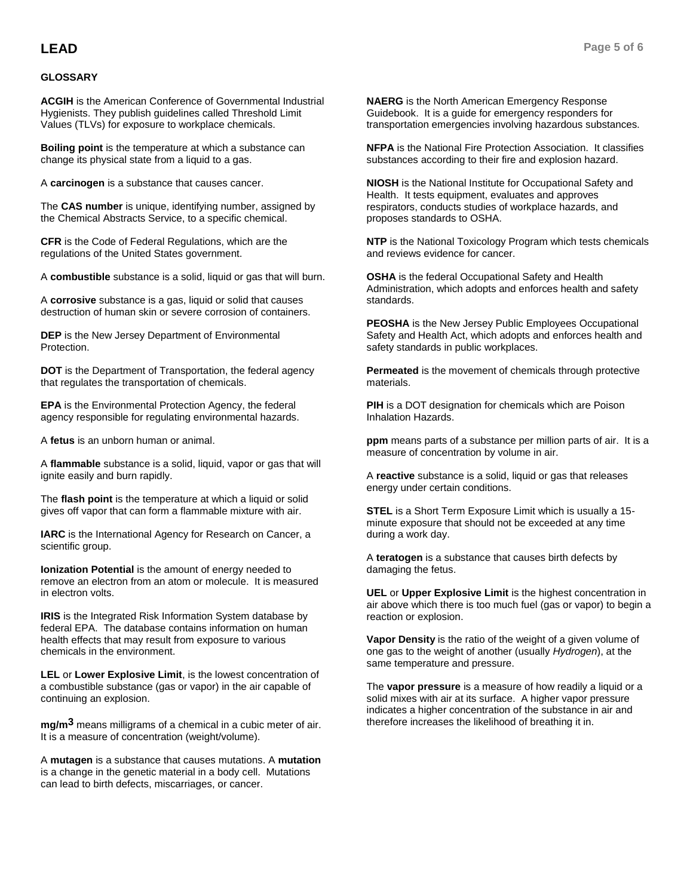**GLOSSARY**

**ACGIH** is the American Conference of Governmental Industrial Hygienists. They publish guidelines called Threshold Limit Values (TLVs) for exposure to workplace chemicals.

**Boiling point** is the temperature at which a substance can change its physical state from a liquid to a gas.

A **carcinogen** is a substance that causes cancer.

The **CAS number** is unique, identifying number, assigned by the Chemical Abstracts Service, to a specific chemical.

**CFR** is the Code of Federal Regulations, which are the regulations of the United States government.

A **combustible** substance is a solid, liquid or gas that will burn.

A **corrosive** substance is a gas, liquid or solid that causes destruction of human skin or severe corrosion of containers.

**DEP** is the New Jersey Department of Environmental Protection.

**DOT** is the Department of Transportation, the federal agency that regulates the transportation of chemicals.

**EPA** is the Environmental Protection Agency, the federal agency responsible for regulating environmental hazards.

A **fetus** is an unborn human or animal.

A **flammable** substance is a solid, liquid, vapor or gas that will ignite easily and burn rapidly.

The **flash point** is the temperature at which a liquid or solid gives off vapor that can form a flammable mixture with air.

**IARC** is the International Agency for Research on Cancer, a scientific group.

**Ionization Potential** is the amount of energy needed to remove an electron from an atom or molecule. It is measured in electron volts.

**IRIS** is the Integrated Risk Information System database by federal EPA. The database contains information on human health effects that may result from exposure to various chemicals in the environment.

**LEL** or **Lower Explosive Limit**, is the lowest concentration of a combustible substance (gas or vapor) in the air capable of continuing an explosion.

**mg/m$^3$** means milligrams of a chemical in a cubic meter of air. It is a measure of concentration (weight/volume).

A **mutagen** is a substance that causes mutations. A **mutation** is a change in the genetic material in a body cell. Mutations can lead to birth defects, miscarriages, or cancer.

**NAERG** is the North American Emergency Response Guidebook. It is a guide for emergency responders for transportation emergencies involving hazardous substances.

**NFPA** is the National Fire Protection Association. It classifies substances according to their fire and explosion hazard.

**NIOSH** is the National Institute for Occupational Safety and Health. It tests equipment, evaluates and approves respirators, conducts studies of workplace hazards, and proposes standards to OSHA.

**NTP** is the National Toxicology Program which tests chemicals and reviews evidence for cancer.

**OSHA** is the federal Occupational Safety and Health Administration, which adopts and enforces health and safety standards.

**PEOSHA** is the New Jersey Public Employees Occupational Safety and Health Act, which adopts and enforces health and safety standards in public workplaces.

**Permeated** is the movement of chemicals through protective materials.

**PIH** is a DOT designation for chemicals which are Poison Inhalation Hazards.

**ppm** means parts of a substance per million parts of air. It is a measure of concentration by volume in air.

A **reactive** substance is a solid, liquid or gas that releases energy under certain conditions.

**STEL** is a Short Term Exposure Limit which is usually a 15-minute exposure that should not be exceeded at any time during a work day.

A **teratogen** is a substance that causes birth defects by damaging the fetus.

**UEL** or **Upper Explosive Limit** is the highest concentration in air above which there is too much fuel (gas or vapor) to begin a reaction or explosion.

**Vapor Density** is the ratio of the weight of a given volume of one gas to the weight of another (usually *Hydrogen*), at the same temperature and pressure.

The **vapor pressure** is a measure of how readily a liquid or a solid mixes with air at its surface. A higher vapor pressure indicates a higher concentration of the substance in air and therefore increases the likelihood of breathing it in.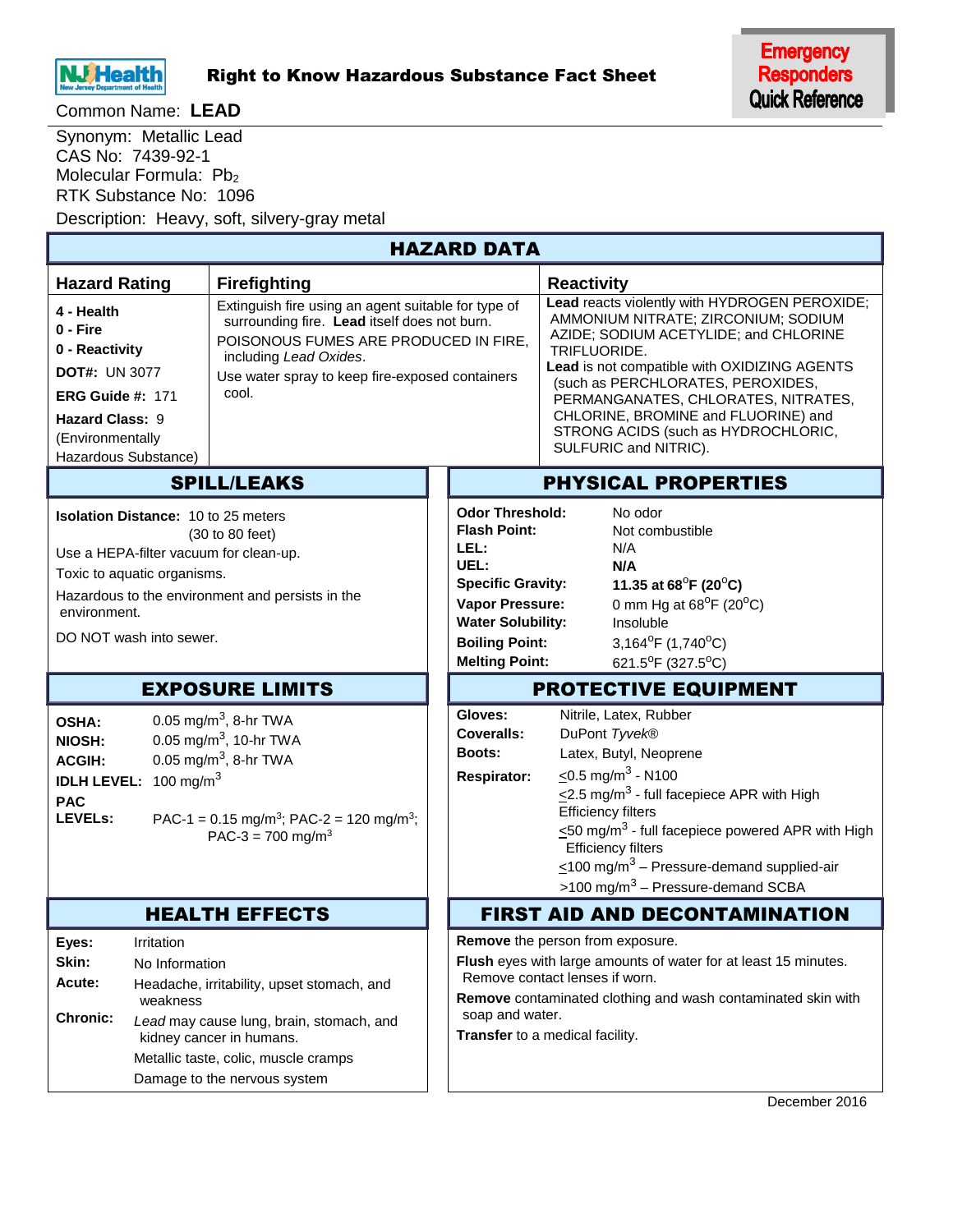Right to Know Hazardous Substance Fact Sheet

Emergency Responders Quick Reference

Common Name: **LEAD**

Synonym: Metallic Lead
CAS No: 7439-92-1
Molecular Formula: $Pb_2$
RTK Substance No: 1096
Description: Heavy, soft, silvery-gray metal

## HAZARD DATA

| Hazard Rating | Firefighting | Reactivity |
|---|---|---|
| **4 - Health**<br>**0 - Fire**<br>**0 - Reactivity**<br>**DOT#:** UN 3077<br>**ERG Guide #:** 171<br>**Hazard Class:** 9 (Environmentally Hazardous Substance) | Extinguish fire using an agent suitable for type of surrounding fire. **Lead** itself does not burn.<br>POISONOUS FUMES ARE PRODUCED IN FIRE, including *Lead Oxides*.<br>Use water spray to keep fire-exposed containers cool. | **Lead** reacts violently with HYDROGEN PEROXIDE; AMMONIUM NITRATE; ZIRCONIUM; SODIUM AZIDE; SODIUM ACETYLIDE; and CHLORINE TRIFLUORIDE.<br>**Lead** is not compatible with OXIDIZING AGENTS (such as PERCHLORATES, PEROXIDES, PERMANGANATES, CHLORATES, NITRATES, CHLORINE, BROMINE and FLUORINE) and STRONG ACIDS (such as HYDROCHLORIC, SULFURIC and NITRIC). |

## SPILL/LEAKS

**Isolation Distance:** 10 to 25 meters (30 to 80 feet)

Use a HEPA-filter vacuum for clean-up.

Toxic to aquatic organisms.

Hazardous to the environment and persists in the environment.

DO NOT wash into sewer.

## PHYSICAL PROPERTIES

| | |
|---|---|
| **Odor Threshold:** | No odor |
| **Flash Point:** | Not combustible |
| **LEL:** | N/A |
| **UEL:** | **N/A** |
| **Specific Gravity:** | **11.35 at 68°F (20°C)** |
| **Vapor Pressure:** | 0 mm Hg at 68°F (20°C) |
| **Water Solubility:** | Insoluble |
| **Boiling Point:** | 3,164°F (1,740°C) |
| **Melting Point:** | 621.5°F (327.5°C) |

## EXPOSURE LIMITS

| | |
|---|---|
| **OSHA:** | 0.05 mg/m³, 8-hr TWA |
| **NIOSH:** | 0.05 mg/m³, 10-hr TWA |
| **ACGIH:** | 0.05 mg/m³, 8-hr TWA |
| **IDLH LEVEL:** | 100 mg/m³ |
| **PAC LEVELs:** | PAC-1 = 0.15 mg/m³; PAC-2 = 120 mg/m³; PAC-3 = 700 mg/m³ |

## PROTECTIVE EQUIPMENT

| | |
|---|---|
| **Gloves:** | Nitrile, Latex, Rubber |
| **Coveralls:** | DuPont *Tyvek®* |
| **Boots:** | Latex, Butyl, Neoprene |
| **Respirator:** | ≤0.5 mg/m³ - N100<br>≤2.5 mg/m³ - full facepiece APR with High Efficiency filters<br>≤50 mg/m³ - full facepiece powered APR with High Efficiency filters<br>≤100 mg/m³ – Pressure-demand supplied-air<br>>100 mg/m³ – Pressure-demand SCBA |

## HEALTH EFFECTS

| | |
|---|---|
| **Eyes:** | Irritation |
| **Skin:** | No Information |
| **Acute:** | Headache, irritability, upset stomach, and weakness |
| **Chronic:** | *Lead* may cause lung, brain, stomach, and kidney cancer in humans.<br>Metallic taste, colic, muscle cramps<br>Damage to the nervous system |

## FIRST AID AND DECONTAMINATION

**Remove** the person from exposure.

**Flush** eyes with large amounts of water for at least 15 minutes. Remove contact lenses if worn.

**Remove** contaminated clothing and wash contaminated skin with soap and water.

**Transfer** to a medical facility.

December 2016